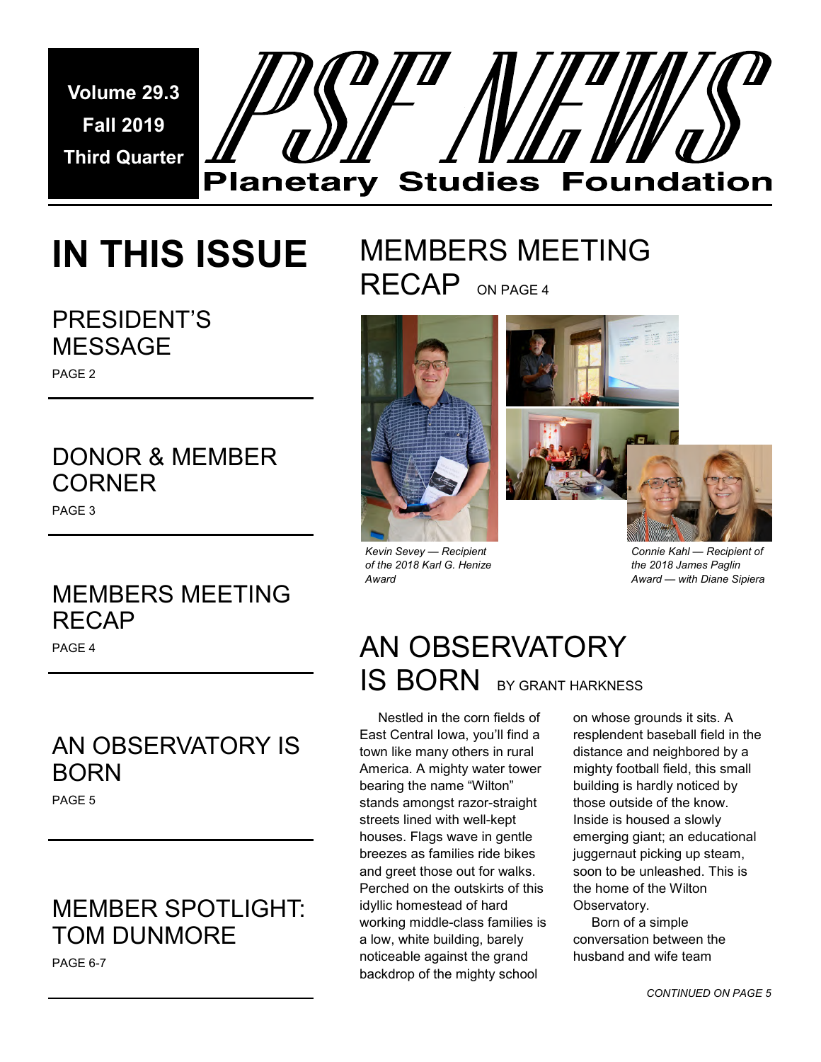Volume 29.3
Fall 2019
Third Quarter

# PSF NEWS

**Planetary Studies Foundation**

## IN THIS ISSUE

### PRESIDENT'S MESSAGE

PAGE 2

### DONOR & MEMBER CORNER

PAGE 3

### MEMBERS MEETING RECAP

PAGE 4

### AN OBSERVATORY IS BORN

PAGE 5

### MEMBER SPOTLIGHT: TOM DUNMORE

PAGE 6-7

## MEMBERS MEETING RECAP ON PAGE 4

*Kevin Sevey — Recipient of the 2018 Karl G. Henize Award*

*Connie Kahl — Recipient of the 2018 James Paglin Award — with Diane Sipiera*

## AN OBSERVATORY IS BORN BY GRANT HARKNESS

Nestled in the corn fields of East Central Iowa, you'll find a town like many others in rural America. A mighty water tower bearing the name "Wilton" stands amongst razor-straight streets lined with well-kept houses. Flags wave in gentle breezes as families ride bikes and greet those out for walks. Perched on the outskirts of this idyllic homestead of hard working middle-class families is a low, white building, barely noticeable against the grand backdrop of the mighty school on whose grounds it sits. A resplendent baseball field in the distance and neighbored by a mighty football field, this small building is hardly noticed by those outside of the know. Inside is housed a slowly emerging giant; an educational juggernaut picking up steam, soon to be unleashed. This is the home of the Wilton Observatory.

Born of a simple conversation between the husband and wife team

*CONTINUED ON PAGE 5*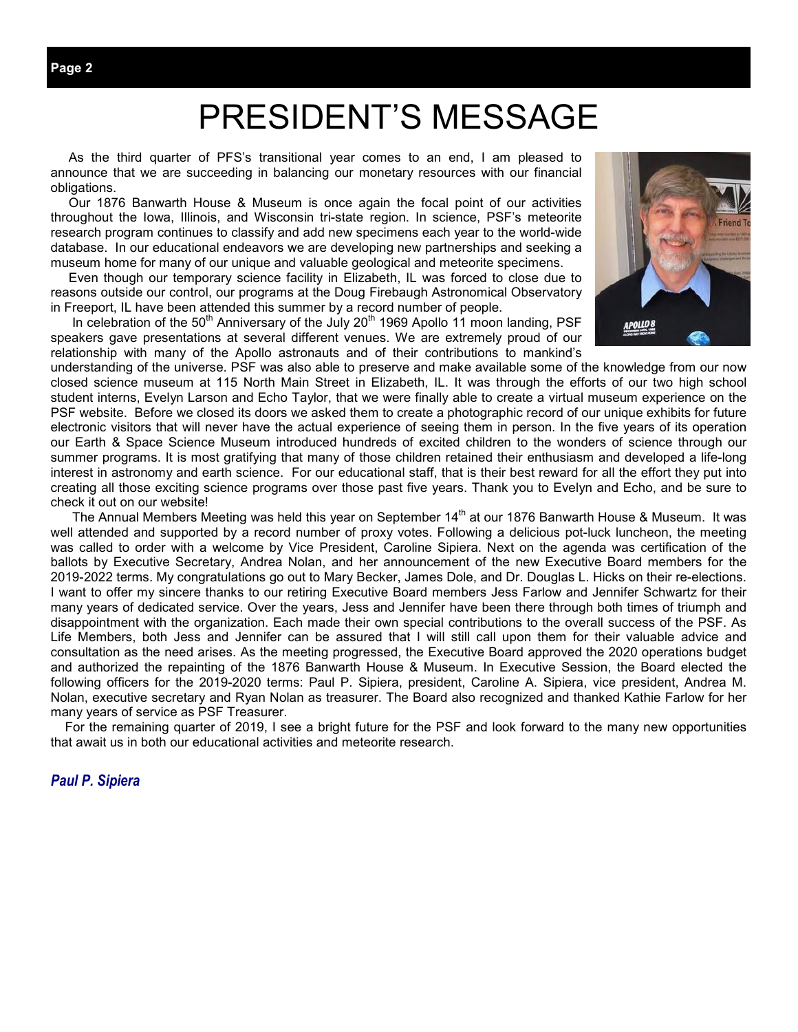# PRESIDENT'S MESSAGE

As the third quarter of PFS's transitional year comes to an end, I am pleased to announce that we are succeeding in balancing our monetary resources with our financial obligations.

Our 1876 Banwarth House & Museum is once again the focal point of our activities throughout the Iowa, Illinois, and Wisconsin tri-state region. In science, PSF's meteorite research program continues to classify and add new specimens each year to the world-wide database. In our educational endeavors we are developing new partnerships and seeking a museum home for many of our unique and valuable geological and meteorite specimens.

Even though our temporary science facility in Elizabeth, IL was forced to close due to reasons outside our control, our programs at the Doug Firebaugh Astronomical Observatory in Freeport, IL have been attended this summer by a record number of people.

In celebration of the 50th Anniversary of the July 20th 1969 Apollo 11 moon landing, PSF speakers gave presentations at several different venues. We are extremely proud of our relationship with many of the Apollo astronauts and of their contributions to mankind's understanding of the universe. PSF was also able to preserve and make available some of the knowledge from our now closed science museum at 115 North Main Street in Elizabeth, IL. It was through the efforts of our two high school student interns, Evelyn Larson and Echo Taylor, that we were finally able to create a virtual museum experience on the PSF website. Before we closed its doors we asked them to create a photographic record of our unique exhibits for future electronic visitors that will never have the actual experience of seeing them in person. In the five years of its operation our Earth & Space Science Museum introduced hundreds of excited children to the wonders of science through our summer programs. It is most gratifying that many of those children retained their enthusiasm and developed a life-long interest in astronomy and earth science. For our educational staff, that is their best reward for all the effort they put into creating all those exciting science programs over those past five years. Thank you to Evelyn and Echo, and be sure to check it out on our website!

The Annual Members Meeting was held this year on September 14th at our 1876 Banwarth House & Museum. It was well attended and supported by a record number of proxy votes. Following a delicious pot-luck luncheon, the meeting was called to order with a welcome by Vice President, Caroline Sipiera. Next on the agenda was certification of the ballots by Executive Secretary, Andrea Nolan, and her announcement of the new Executive Board members for the 2019-2022 terms. My congratulations go out to Mary Becker, James Dole, and Dr. Douglas L. Hicks on their re-elections. I want to offer my sincere thanks to our retiring Executive Board members Jess Farlow and Jennifer Schwartz for their many years of dedicated service. Over the years, Jess and Jennifer have been there through both times of triumph and disappointment with the organization. Each made their own special contributions to the overall success of the PSF. As Life Members, both Jess and Jennifer can be assured that I will still call upon them for their valuable advice and consultation as the need arises. As the meeting progressed, the Executive Board approved the 2020 operations budget and authorized the repainting of the 1876 Banwarth House & Museum. In Executive Session, the Board elected the following officers for the 2019-2020 terms: Paul P. Sipiera, president, Caroline A. Sipiera, vice president, Andrea M. Nolan, executive secretary and Ryan Nolan as treasurer. The Board also recognized and thanked Kathie Farlow for her many years of service as PSF Treasurer.

For the remaining quarter of 2019, I see a bright future for the PSF and look forward to the many new opportunities that await us in both our educational activities and meteorite research.

***Paul P. Sipiera***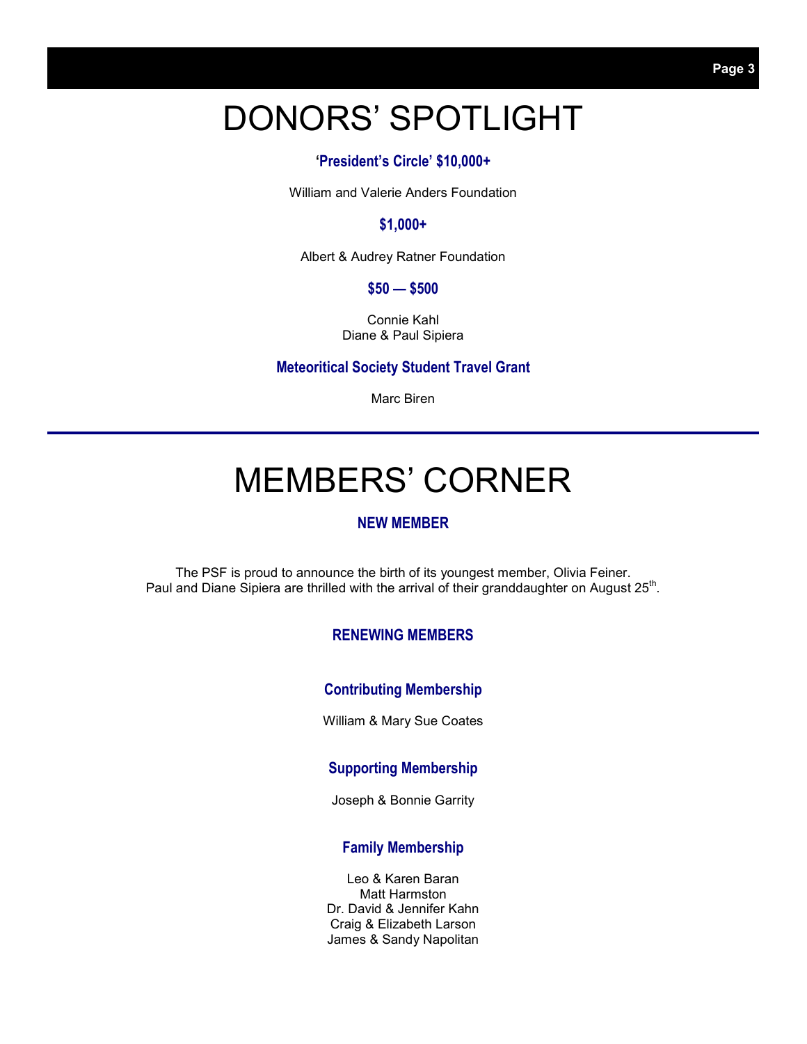# DONORS' SPOTLIGHT

### 'President's Circle' $10,000+

William and Valerie Anders Foundation

### $1,000+

Albert & Audrey Ratner Foundation

### $50 — $500

Connie Kahl
Diane & Paul Sipiera

### Meteoritical Society Student Travel Grant

Marc Biren

---

# MEMBERS' CORNER

### NEW MEMBER

The PSF is proud to announce the birth of its youngest member, Olivia Feiner.
Paul and Diane Sipiera are thrilled with the arrival of their granddaughter on August 25th.

### RENEWING MEMBERS

#### Contributing Membership

William & Mary Sue Coates

#### Supporting Membership

Joseph & Bonnie Garrity

#### Family Membership

Leo & Karen Baran
Matt Harmston
Dr. David & Jennifer Kahn
Craig & Elizabeth Larson
James & Sandy Napolitan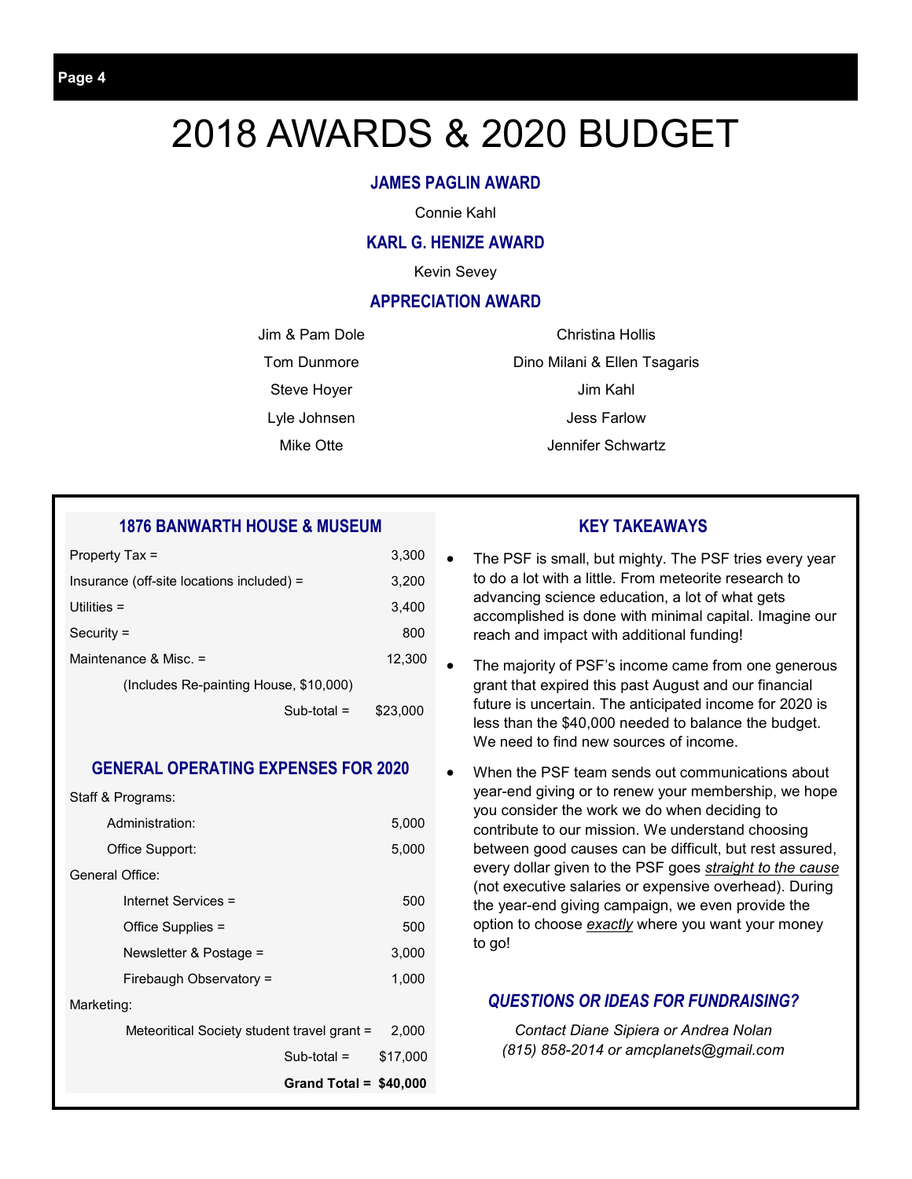# 2018 AWARDS & 2020 BUDGET

### JAMES PAGLIN AWARD

Connie Kahl

### KARL G. HENIZE AWARD

Kevin Sevey

### APPRECIATION AWARD

| | |
|---|---|
| Jim & Pam Dole | Christina Hollis |
| Tom Dunmore | Dino Milani & Ellen Tsagaris |
| Steve Hoyer | Jim Kahl |
| Lyle Johnsen | Jess Farlow |
| Mike Otte | Jennifer Schwartz |

### 1876 BANWARTH HOUSE & MUSEUM

| Item | Amount |
|---|---|
| Property Tax = | 3,300 |
| Insurance (off-site locations included) = | 3,200 |
| Utilities = | 3,400 |
| Security = | 800 |
| Maintenance & Misc. = | 12,300 |
| (Includes Re-painting House, $10,000) | |
| Sub-total = | $23,000 |

### GENERAL OPERATING EXPENSES FOR 2020

| Item | Amount |
|---|---|
| Staff & Programs: | |
| Administration: | 5,000 |
| Office Support: | 5,000 |
| General Office: | |
| Internet Services = | 500 |
| Office Supplies = | 500 |
| Newsletter & Postage = | 3,000 |
| Firebaugh Observatory = | 1,000 |
| Marketing: | |
| Meteoritical Society student travel grant = | 2,000 |
| Sub-total = | $17,000 |
| **Grand Total =** | **$40,000** |

### KEY TAKEAWAYS

- The PSF is small, but mighty. The PSF tries every year to do a lot with a little. From meteorite research to advancing science education, a lot of what gets accomplished is done with minimal capital. Imagine our reach and impact with additional funding!
- The majority of PSF's income came from one generous grant that expired this past August and our financial future is uncertain. The anticipated income for 2020 is less than the $40,000 needed to balance the budget. We need to find new sources of income.
- When the PSF team sends out communications about year-end giving or to renew your membership, we hope you consider the work we do when deciding to contribute to our mission. We understand choosing between good causes can be difficult, but rest assured, every dollar given to the PSF goes *straight to the cause* (not executive salaries or expensive overhead). During the year-end giving campaign, we even provide the option to choose *exactly* where you want your money to go!

### *QUESTIONS OR IDEAS FOR FUNDRAISING?*

*Contact Diane Sipiera or Andrea Nolan*
*(815) 858-2014 or amcplanets@gmail.com*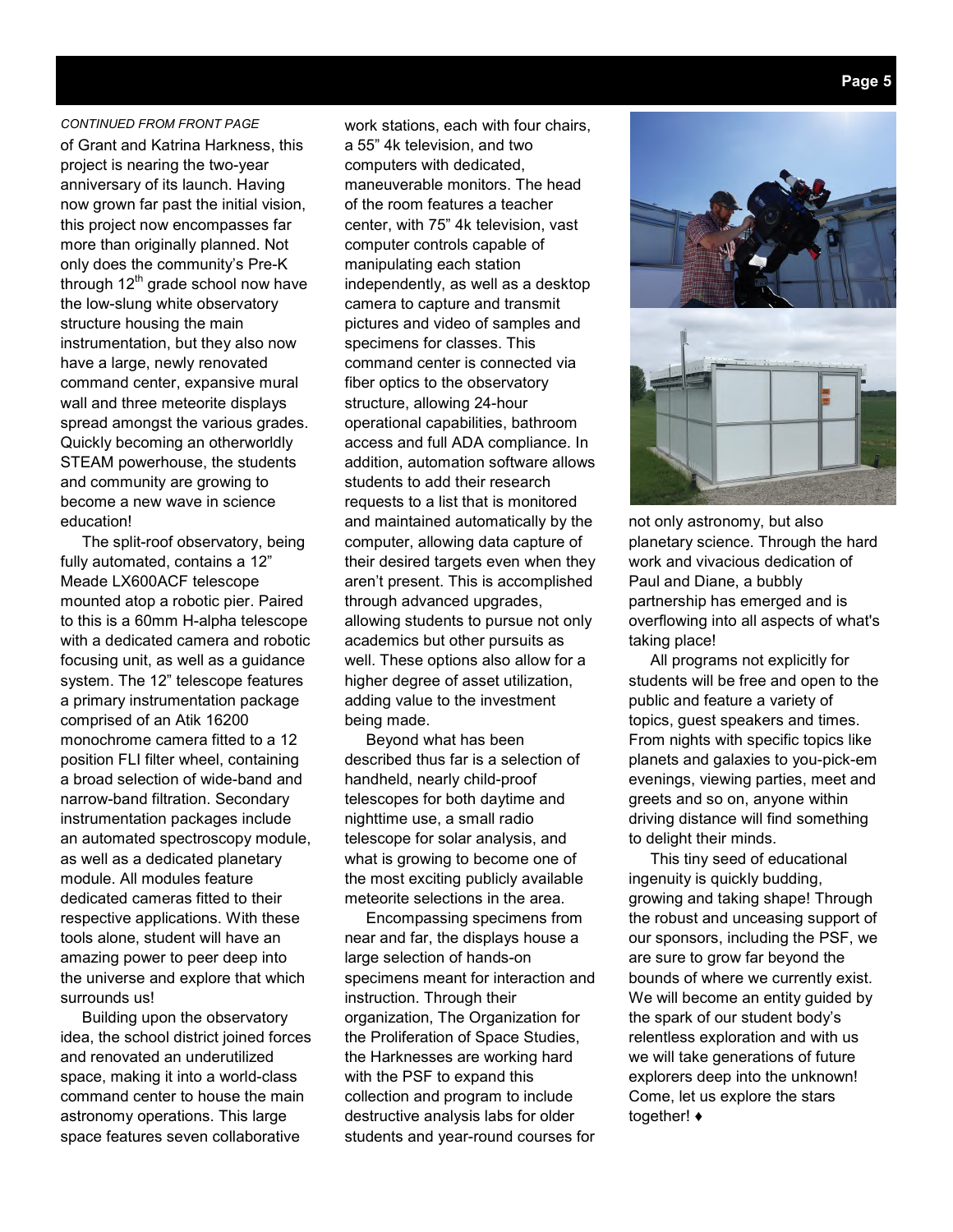*CONTINUED FROM FRONT PAGE*

of Grant and Katrina Harkness, this project is nearing the two-year anniversary of its launch. Having now grown far past the initial vision, this project now encompasses far more than originally planned. Not only does the community's Pre-K through 12th grade school now have the low-slung white observatory structure housing the main instrumentation, but they also now have a large, newly renovated command center, expansive mural wall and three meteorite displays spread amongst the various grades. Quickly becoming an otherworldly STEAM powerhouse, the students and community are growing to become a new wave in science education!

The split-roof observatory, being fully automated, contains a 12" Meade LX600ACF telescope mounted atop a robotic pier. Paired to this is a 60mm H-alpha telescope with a dedicated camera and robotic focusing unit, as well as a guidance system. The 12" telescope features a primary instrumentation package comprised of an Atik 16200 monochrome camera fitted to a 12 position FLI filter wheel, containing a broad selection of wide-band and narrow-band filtration. Secondary instrumentation packages include an automated spectroscopy module, as well as a dedicated planetary module. All modules feature dedicated cameras fitted to their respective applications. With these tools alone, student will have an amazing power to peer deep into the universe and explore that which surrounds us!

Building upon the observatory idea, the school district joined forces and renovated an underutilized space, making it into a world-class command center to house the main astronomy operations. This large space features seven collaborative work stations, each with four chairs, a 55" 4k television, and two computers with dedicated, maneuverable monitors. The head of the room features a teacher center, with 75" 4k television, vast computer controls capable of manipulating each station independently, as well as a desktop camera to capture and transmit pictures and video of samples and specimens for classes. This command center is connected via fiber optics to the observatory structure, allowing 24-hour operational capabilities, bathroom access and full ADA compliance. In addition, automation software allows students to add their research requests to a list that is monitored and maintained automatically by the computer, allowing data capture of their desired targets even when they aren't present. This is accomplished through advanced upgrades, allowing students to pursue not only academics but other pursuits as well. These options also allow for a higher degree of asset utilization, adding value to the investment being made.

Beyond what has been described thus far is a selection of handheld, nearly child-proof telescopes for both daytime and nighttime use, a small radio telescope for solar analysis, and what is growing to become one of the most exciting publicly available meteorite selections in the area.

Encompassing specimens from near and far, the displays house a large selection of hands-on specimens meant for interaction and instruction. Through their organization, The Organization for the Proliferation of Space Studies, the Harknesses are working hard with the PSF to expand this collection and program to include destructive analysis labs for older students and year-round courses for not only astronomy, but also planetary science. Through the hard work and vivacious dedication of Paul and Diane, a bubbly partnership has emerged and is overflowing into all aspects of what's taking place!

All programs not explicitly for students will be free and open to the public and feature a variety of topics, guest speakers and times. From nights with specific topics like planets and galaxies to you-pick-em evenings, viewing parties, meet and greets and so on, anyone within driving distance will find something to delight their minds.

This tiny seed of educational ingenuity is quickly budding, growing and taking shape! Through the robust and unceasing support of our sponsors, including the PSF, we are sure to grow far beyond the bounds of where we currently exist. We will become an entity guided by the spark of our student body's relentless exploration and with us we will take generations of future explorers deep into the unknown! Come, let us explore the stars together! ♦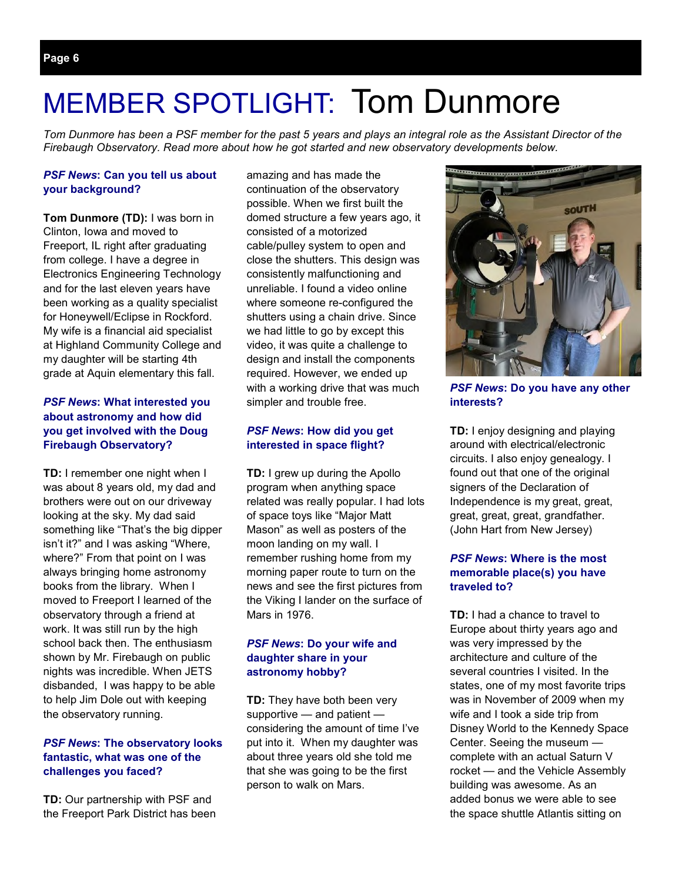# MEMBER SPOTLIGHT: Tom Dunmore

*Tom Dunmore has been a PSF member for the past 5 years and plays an integral role as the Assistant Director of the Firebaugh Observatory. Read more about how he got started and new observatory developments below.*

***PSF News*: Can you tell us about your background?**

**Tom Dunmore (TD):** I was born in Clinton, Iowa and moved to Freeport, IL right after graduating from college. I have a degree in Electronics Engineering Technology and for the last eleven years have been working as a quality specialist for Honeywell/Eclipse in Rockford. My wife is a financial aid specialist at Highland Community College and my daughter will be starting 4th grade at Aquin elementary this fall.

***PSF News*: What interested you about astronomy and how did you get involved with the Doug Firebaugh Observatory?**

**TD:** I remember one night when I was about 8 years old, my dad and brothers were out on our driveway looking at the sky. My dad said something like "That's the big dipper isn't it?" and I was asking "Where, where?" From that point on I was always bringing home astronomy books from the library. When I moved to Freeport I learned of the observatory through a friend at work. It was still run by the high school back then. The enthusiasm shown by Mr. Firebaugh on public nights was incredible. When JETS disbanded, I was happy to be able to help Jim Dole out with keeping the observatory running.

***PSF News*: The observatory looks fantastic, what was one of the challenges you faced?**

**TD:** Our partnership with PSF and the Freeport Park District has been amazing and has made the continuation of the observatory possible. When we first built the domed structure a few years ago, it consisted of a motorized cable/pulley system to open and close the shutters. This design was consistently malfunctioning and unreliable. I found a video online where someone re-configured the shutters using a chain drive. Since we had little to go by except this video, it was quite a challenge to design and install the components required. However, we ended up with a working drive that was much simpler and trouble free.

***PSF News*: How did you get interested in space flight?**

**TD:** I grew up during the Apollo program when anything space related was really popular. I had lots of space toys like "Major Matt Mason" as well as posters of the moon landing on my wall. I remember rushing home from my morning paper route to turn on the news and see the first pictures from the Viking I lander on the surface of Mars in 1976.

***PSF News*: Do your wife and daughter share in your astronomy hobby?**

**TD:** They have both been very supportive — and patient — considering the amount of time I've put into it. When my daughter was about three years old she told me that she was going to be the first person to walk on Mars.

***PSF News*: Do you have any other interests?**

**TD:** I enjoy designing and playing around with electrical/electronic circuits. I also enjoy genealogy. I found out that one of the original signers of the Declaration of Independence is my great, great, great, great, great, grandfather. (John Hart from New Jersey)

***PSF News*: Where is the most memorable place(s) you have traveled to?**

**TD:** I had a chance to travel to Europe about thirty years ago and was very impressed by the architecture and culture of the several countries I visited. In the states, one of my most favorite trips was in November of 2009 when my wife and I took a side trip from Disney World to the Kennedy Space Center. Seeing the museum — complete with an actual Saturn V rocket — and the Vehicle Assembly building was awesome. As an added bonus we were able to see the space shuttle Atlantis sitting on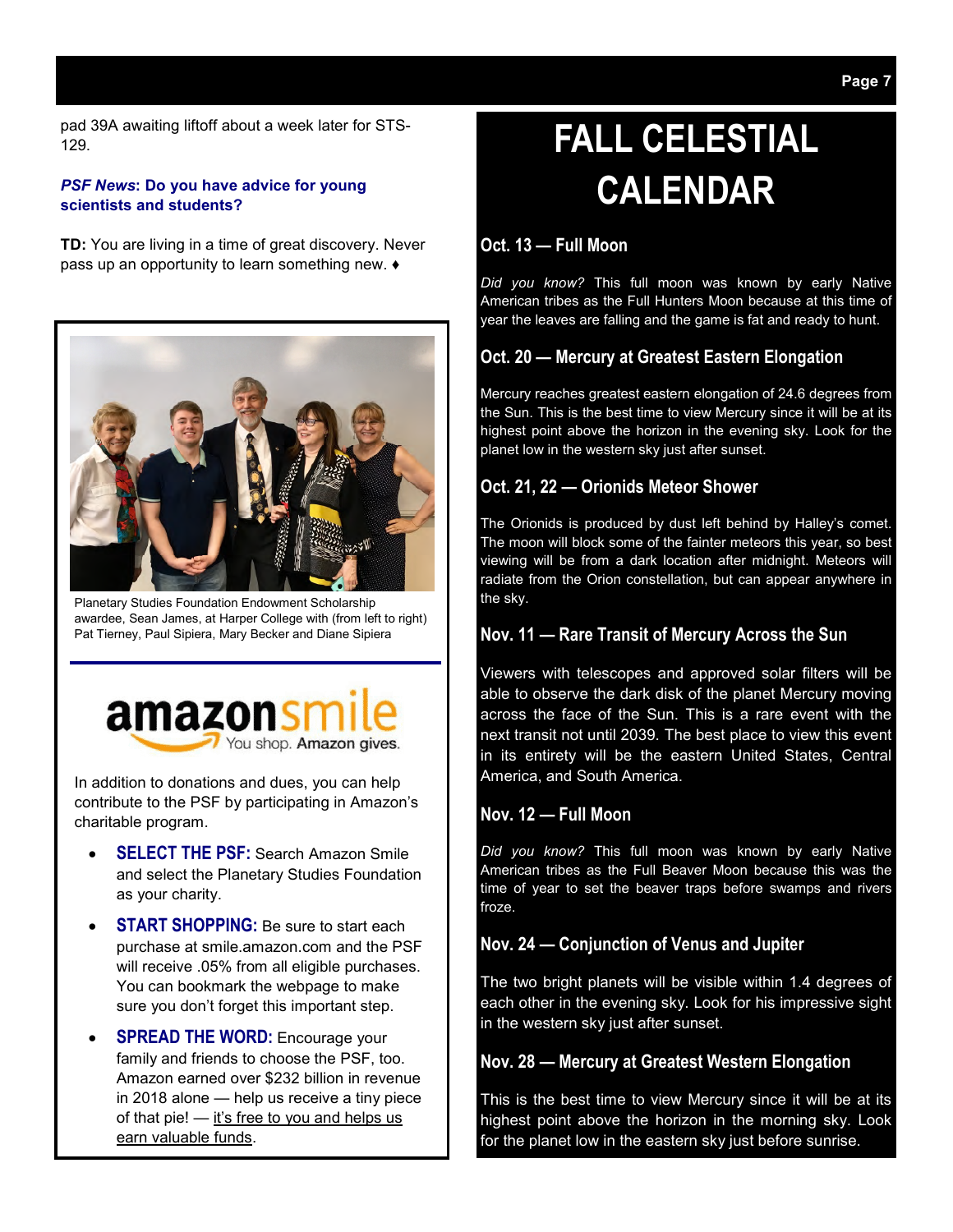pad 39A awaiting liftoff about a week later for STS-129.

***PSF News*: Do you have advice for young scientists and students?**

**TD:** You are living in a time of great discovery. Never pass up an opportunity to learn something new. ♦

Planetary Studies Foundation Endowment Scholarship awardee, Sean James, at Harper College with (from left to right) Pat Tierney, Paul Sipiera, Mary Becker and Diane Sipiera

amazonsmile
You shop. Amazon gives.

In addition to donations and dues, you can help contribute to the PSF by participating in Amazon's charitable program.

- **SELECT THE PSF:** Search Amazon Smile and select the Planetary Studies Foundation as your charity.
- **START SHOPPING:** Be sure to start each purchase at smile.amazon.com and the PSF will receive .05% from all eligible purchases. You can bookmark the webpage to make sure you don't forget this important step.
- **SPREAD THE WORD:** Encourage your family and friends to choose the PSF, too. Amazon earned over $232 billion in revenue in 2018 alone — help us receive a tiny piece of that pie! — it's free to you and helps us earn valuable funds.

# FALL CELESTIAL CALENDAR

## Oct. 13 — Full Moon

*Did you know?* This full moon was known by early Native American tribes as the Full Hunters Moon because at this time of year the leaves are falling and the game is fat and ready to hunt.

## Oct. 20 — Mercury at Greatest Eastern Elongation

Mercury reaches greatest eastern elongation of 24.6 degrees from the Sun. This is the best time to view Mercury since it will be at its highest point above the horizon in the evening sky. Look for the planet low in the western sky just after sunset.

## Oct. 21, 22 — Orionids Meteor Shower

The Orionids is produced by dust left behind by Halley's comet. The moon will block some of the fainter meteors this year, so best viewing will be from a dark location after midnight. Meteors will radiate from the Orion constellation, but can appear anywhere in the sky.

## Nov. 11 — Rare Transit of Mercury Across the Sun

Viewers with telescopes and approved solar filters will be able to observe the dark disk of the planet Mercury moving across the face of the Sun. This is a rare event with the next transit not until 2039. The best place to view this event in its entirety will be the eastern United States, Central America, and South America.

## Nov. 12 — Full Moon

*Did you know?* This full moon was known by early Native American tribes as the Full Beaver Moon because this was the time of year to set the beaver traps before swamps and rivers froze.

## Nov. 24 — Conjunction of Venus and Jupiter

The two bright planets will be visible within 1.4 degrees of each other in the evening sky. Look for his impressive sight in the western sky just after sunset.

## Nov. 28 — Mercury at Greatest Western Elongation

This is the best time to view Mercury since it will be at its highest point above the horizon in the morning sky. Look for the planet low in the eastern sky just before sunrise.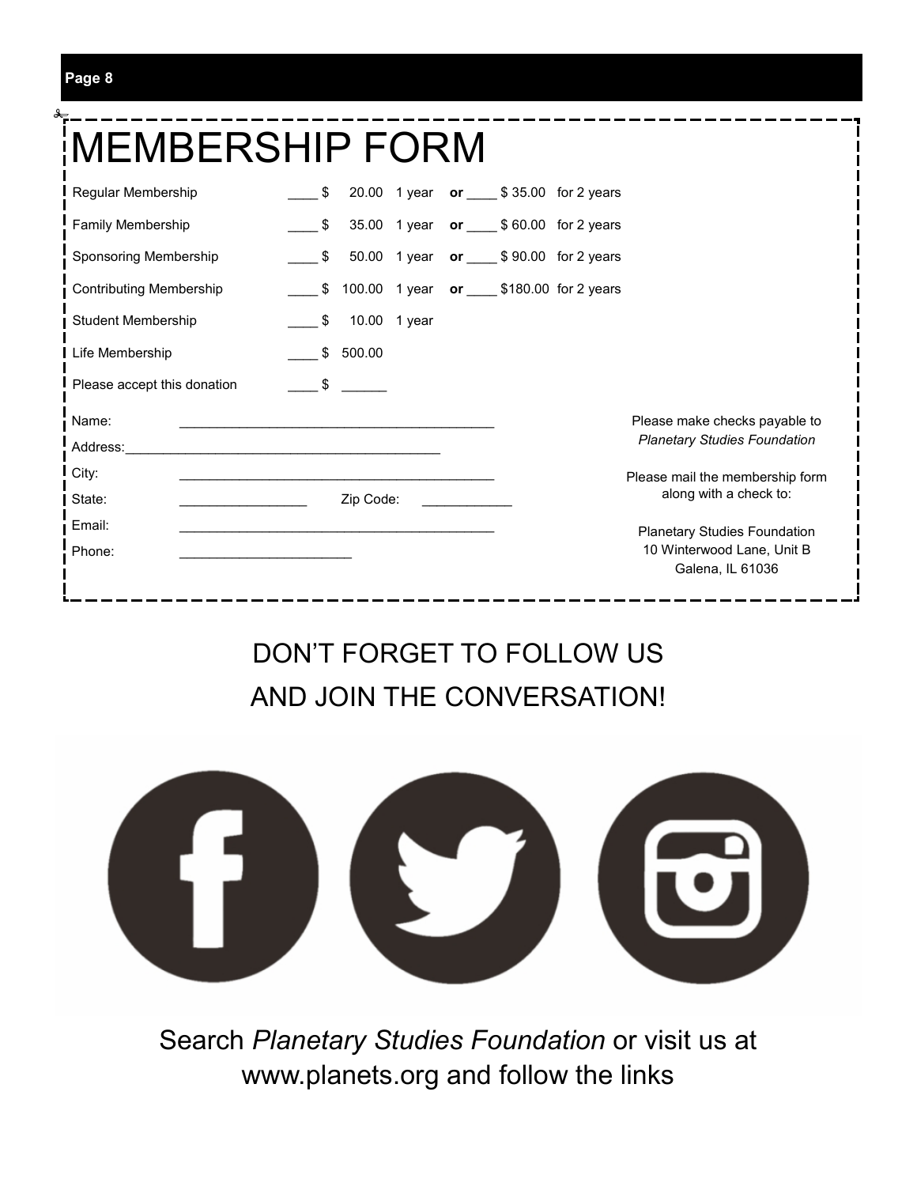# MEMBERSHIP FORM

| | | | | | | |
|---|---|---|---|---|---|---|
| Regular Membership | ____ $ | 20.00 | 1 year | **or** ____ | $ 35.00 | for 2 years |
| Family Membership | ____ $ | 35.00 | 1 year | **or** ____ | $ 60.00 | for 2 years |
| Sponsoring Membership | ____ $ | 50.00 | 1 year | **or** ____ | $ 90.00 | for 2 years |
| Contributing Membership | ____ $ | 100.00 | 1 year | **or** ____ | $180.00 | for 2 years |
| Student Membership | ____ $ | 10.00 | 1 year | | | |
| Life Membership | ____ $ | 500.00 | | | | |
| Please accept this donation | ____ $ | ______ | | | | |

Name: ________________________________________

Address: ________________________________________

City: ________________________________________

State: ________________ Zip Code: ____________

Email: ________________________________________

Phone: ______________________

Please make checks payable to *Planetary Studies Foundation*

Please mail the membership form along with a check to:

Planetary Studies Foundation
10 Winterwood Lane, Unit B
Galena, IL 61036

DON'T FORGET TO FOLLOW US AND JOIN THE CONVERSATION!

Search *Planetary Studies Foundation* or visit us at www.planets.org and follow the links